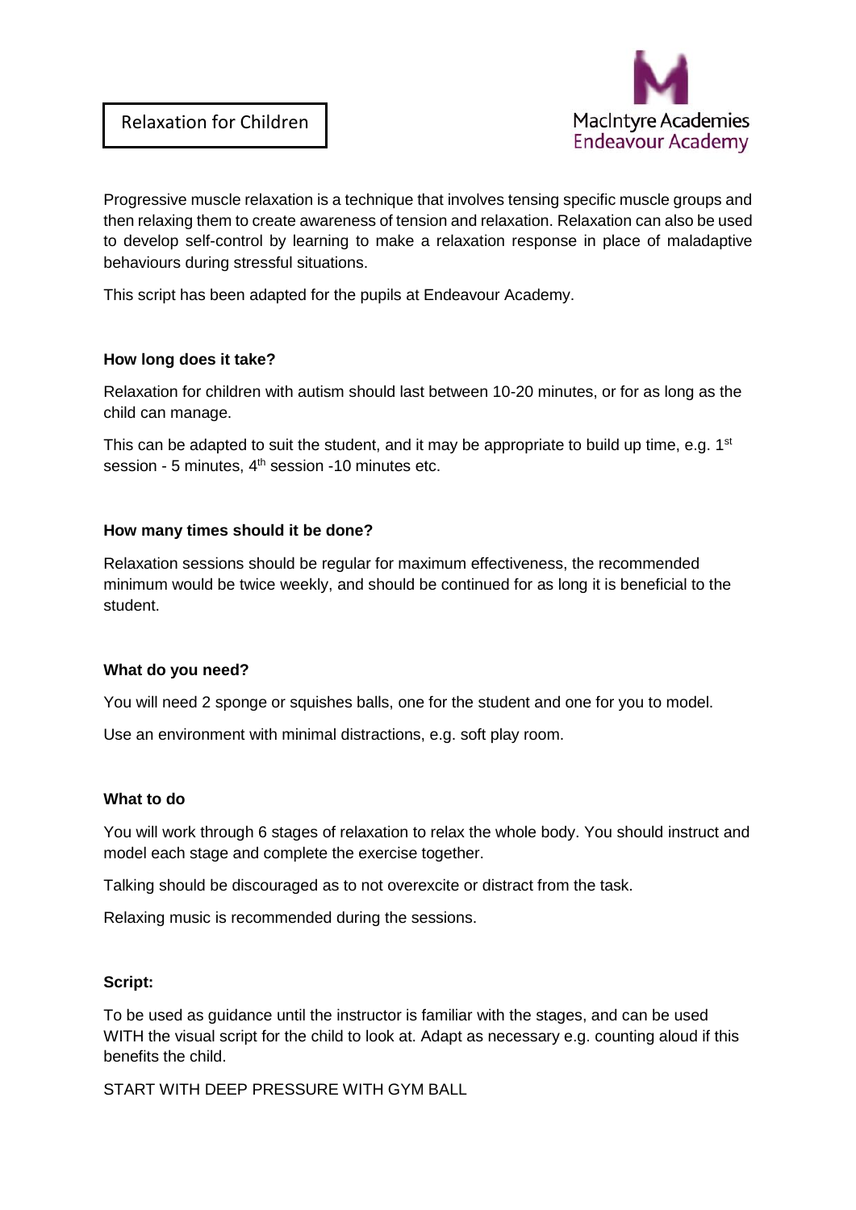# Relaxation for Children

MacIntyre Academies
Endeavour Academy

Progressive muscle relaxation is a technique that involves tensing specific muscle groups and then relaxing them to create awareness of tension and relaxation. Relaxation can also be used to develop self-control by learning to make a relaxation response in place of maladaptive behaviours during stressful situations.

This script has been adapted for the pupils at Endeavour Academy.

**How long does it take?**

Relaxation for children with autism should last between 10-20 minutes, or for as long as the child can manage.

This can be adapted to suit the student, and it may be appropriate to build up time, e.g. 1st session - 5 minutes, 4th session -10 minutes etc.

**How many times should it be done?**

Relaxation sessions should be regular for maximum effectiveness, the recommended minimum would be twice weekly, and should be continued for as long it is beneficial to the student.

**What do you need?**

You will need 2 sponge or squishes balls, one for the student and one for you to model.

Use an environment with minimal distractions, e.g. soft play room.

**What to do**

You will work through 6 stages of relaxation to relax the whole body. You should instruct and model each stage and complete the exercise together.

Talking should be discouraged as to not overexcite or distract from the task.

Relaxing music is recommended during the sessions.

**Script:**

To be used as guidance until the instructor is familiar with the stages, and can be used WITH the visual script for the child to look at. Adapt as necessary e.g. counting aloud if this benefits the child.

START WITH DEEP PRESSURE WITH GYM BALL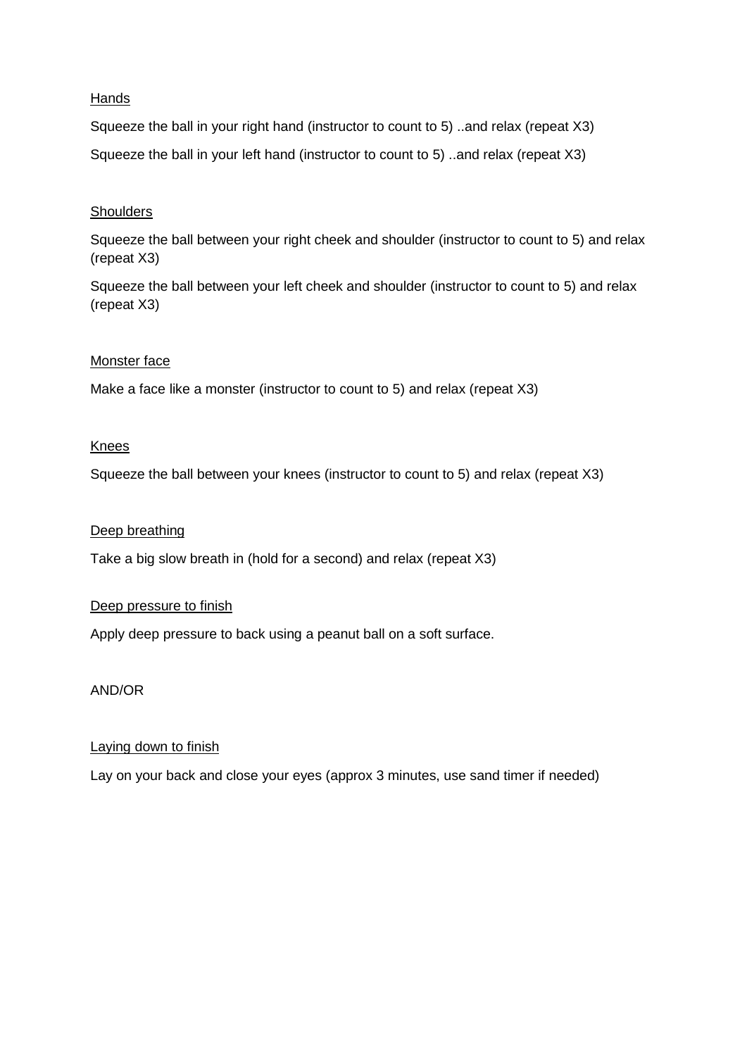<u>Hands</u>

Squeeze the ball in your right hand (instructor to count to 5) ..and relax (repeat X3)

Squeeze the ball in your left hand (instructor to count to 5) ..and relax (repeat X3)

<u>Shoulders</u>

Squeeze the ball between your right cheek and shoulder (instructor to count to 5) and relax (repeat X3)

Squeeze the ball between your left cheek and shoulder (instructor to count to 5) and relax (repeat X3)

<u>Monster face</u>

Make a face like a monster (instructor to count to 5) and relax (repeat X3)

<u>Knees</u>

Squeeze the ball between your knees (instructor to count to 5) and relax (repeat X3)

<u>Deep breathing</u>

Take a big slow breath in (hold for a second) and relax (repeat X3)

<u>Deep pressure to finish</u>

Apply deep pressure to back using a peanut ball on a soft surface.

AND/OR

<u>Laying down to finish</u>

Lay on your back and close your eyes (approx 3 minutes, use sand timer if needed)